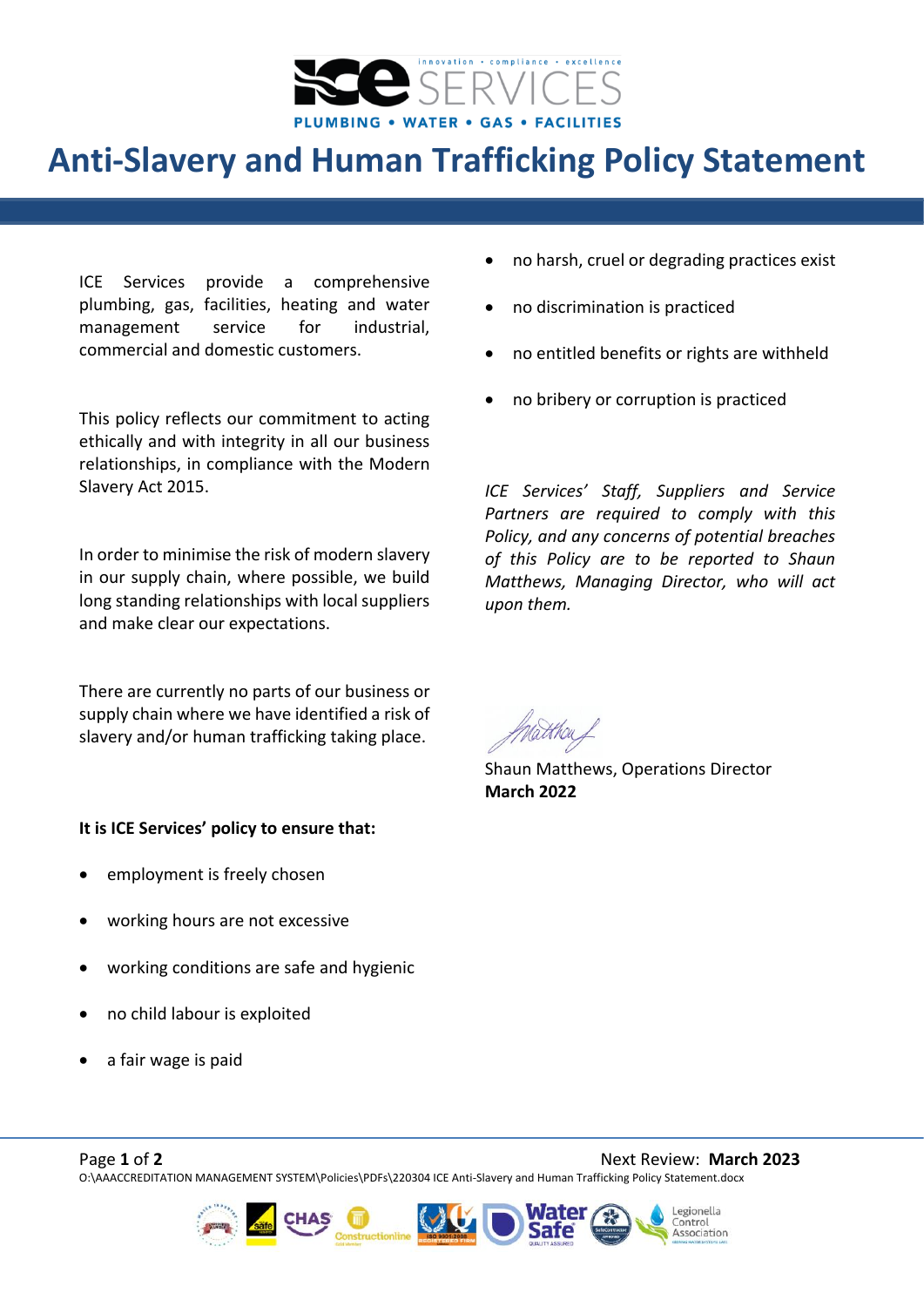# Anti-Slavery and Human Trafficking Policy Statement

ICE Services provide a comprehensive plumbing, gas, facilities, heating and water management service for industrial, commercial and domestic customers.

This policy reflects our commitment to acting ethically and with integrity in all our business relationships, in compliance with the Modern Slavery Act 2015.

In order to minimise the risk of modern slavery in our supply chain, where possible, we build long standing relationships with local suppliers and make clear our expectations.

There are currently no parts of our business or supply chain where we have identified a risk of slavery and/or human trafficking taking place.

**It is ICE Services' policy to ensure that:**

- employment is freely chosen
- working hours are not excessive
- working conditions are safe and hygienic
- no child labour is exploited
- a fair wage is paid
- no harsh, cruel or degrading practices exist
- no discrimination is practiced
- no entitled benefits or rights are withheld
- no bribery or corruption is practiced

*ICE Services' Staff, Suppliers and Service Partners are required to comply with this Policy, and any concerns of potential breaches of this Policy are to be reported to Shaun Matthews, Managing Director, who will act upon them.*

Shaun Matthews, Operations Director
**March 2022**

Next Review: **March 2023**

O:\AAACCREDITATION MANAGEMENT SYSTEM\Policies\PDFs\220304 ICE Anti-Slavery and Human Trafficking Policy Statement.docx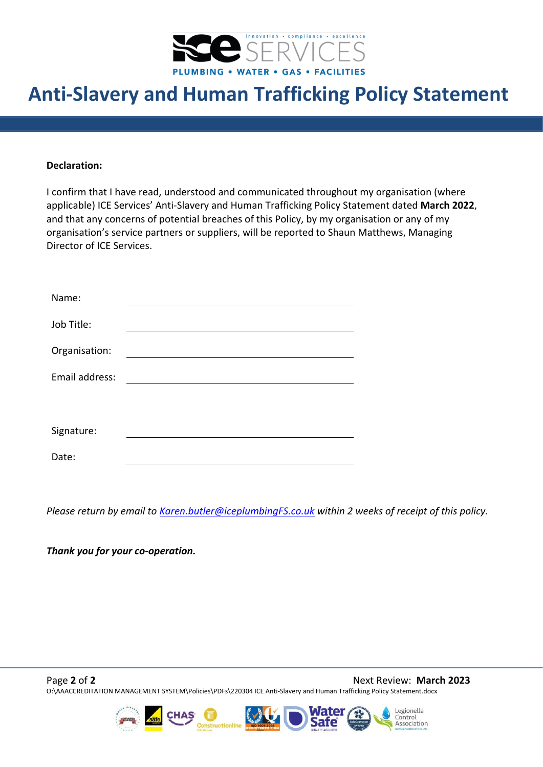# Anti-Slavery and Human Trafficking Policy Statement

**Declaration:**

I confirm that I have read, understood and communicated throughout my organisation (where applicable) ICE Services' Anti-Slavery and Human Trafficking Policy Statement dated **March 2022**, and that any concerns of potential breaches of this Policy, by my organisation or any of my organisation's service partners or suppliers, will be reported to Shaun Matthews, Managing Director of ICE Services.

Name: ______________________________

Job Title: ______________________________

Organisation: ______________________________

Email address: ______________________________

Signature: ______________________________

Date: ______________________________

*Please return by email to [Karen.butler@iceplumbingFS.co.uk](mailto:Karen.butler@iceplumbingFS.co.uk) within 2 weeks of receipt of this policy.*

***Thank you for your co-operation.***